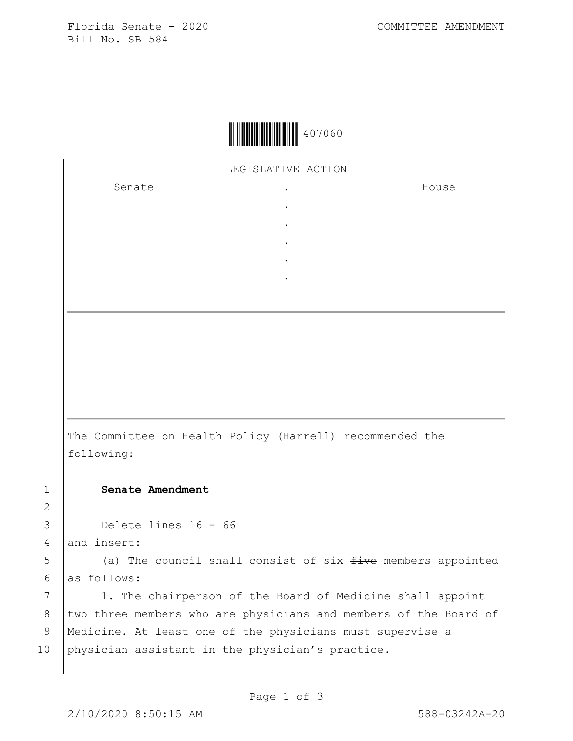Florida Senate - 2020
Bill No. SB 584

COMMITTEE AMENDMENT

407060

LEGISLATIVE ACTION

| Senate | . | House |
| --- | --- | --- |
| | . | |
| | . | |
| | . | |
| | . | |
| | . | |

The Committee on Health Policy (Harrell) recommended the following:

1 **Senate Amendment**

2

3 Delete lines 16 - 66

4 and insert:

5 (a) The council shall consist of <u>six</u> ~~five~~ members appointed

6 as follows:

7 1. The chairperson of the Board of Medicine shall appoint

8 <u>two</u> ~~three~~ members who are physicians and members of the Board of

9 Medicine. <u>At least</u> one of the physicians must supervise a

10 physician assistant in the physician's practice.

2/10/2020 8:50:15 AM 588-03242A-20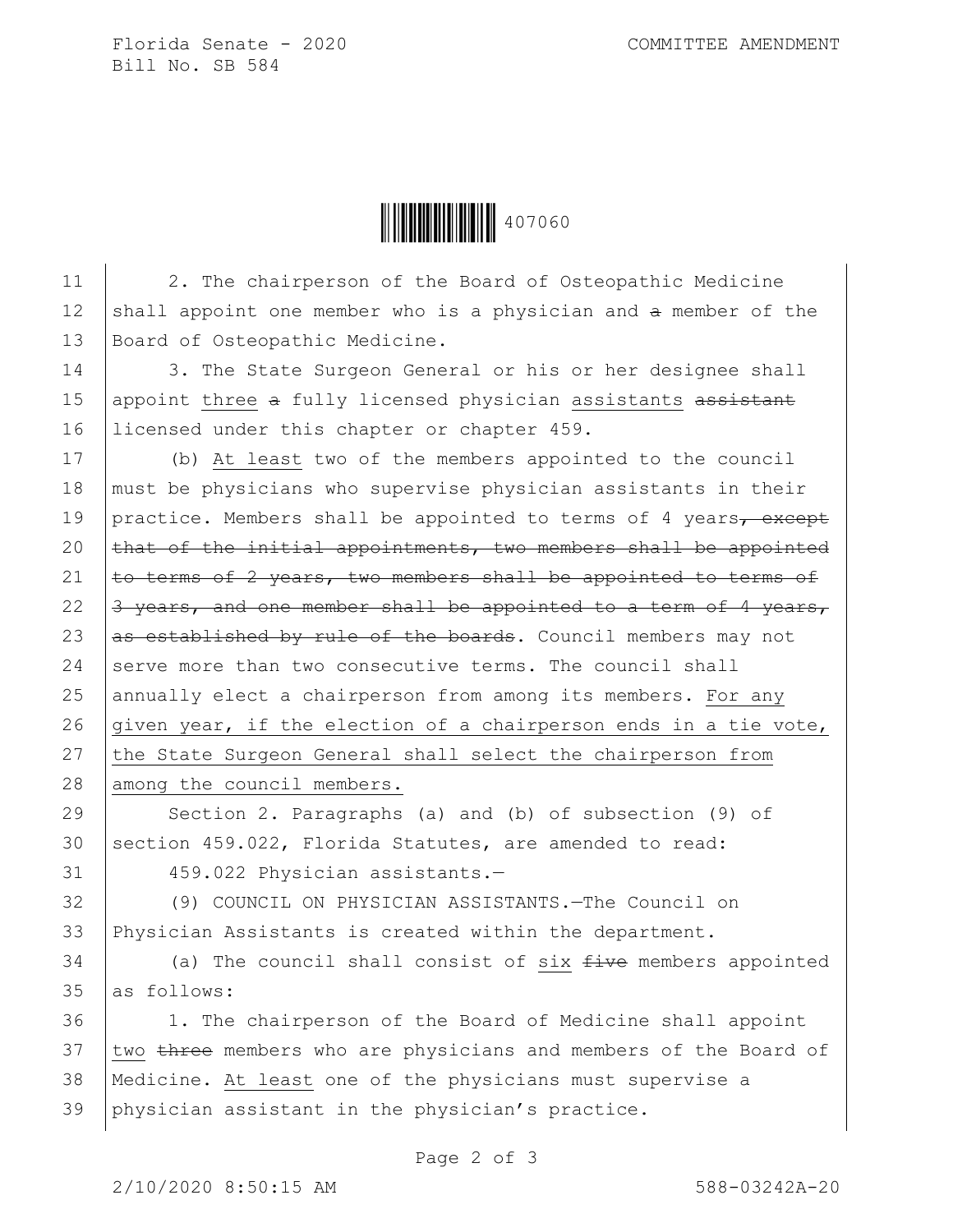2. The chairperson of the Board of Osteopathic Medicine shall appoint one member who is a physician and ~~a~~ member of the Board of Osteopathic Medicine.

3. The State Surgeon General or his or her designee shall appoint <u>three</u> ~~a~~ fully licensed physician <u>assistants</u> ~~assistant~~ licensed under this chapter or chapter 459.

(b) <u>At least</u> two of the members appointed to the council must be physicians who supervise physician assistants in their practice. Members shall be appointed to terms of 4 years~~, except that of the initial appointments, two members shall be appointed to terms of 2 years, two members shall be appointed to terms of 3 years, and one member shall be appointed to a term of 4 years, as established by rule of the boards~~. Council members may not serve more than two consecutive terms. The council shall annually elect a chairperson from among its members. <u>For any given year, if the election of a chairperson ends in a tie vote, the State Surgeon General shall select the chairperson from among the council members.</u>

Section 2. Paragraphs (a) and (b) of subsection (9) of section 459.022, Florida Statutes, are amended to read:

459.022 Physician assistants.—

(9) COUNCIL ON PHYSICIAN ASSISTANTS.—The Council on Physician Assistants is created within the department.

(a) The council shall consist of <u>six</u> ~~five~~ members appointed as follows:

1. The chairperson of the Board of Medicine shall appoint <u>two</u> ~~three~~ members who are physicians and members of the Board of Medicine. <u>At least</u> one of the physicians must supervise a physician assistant in the physician's practice.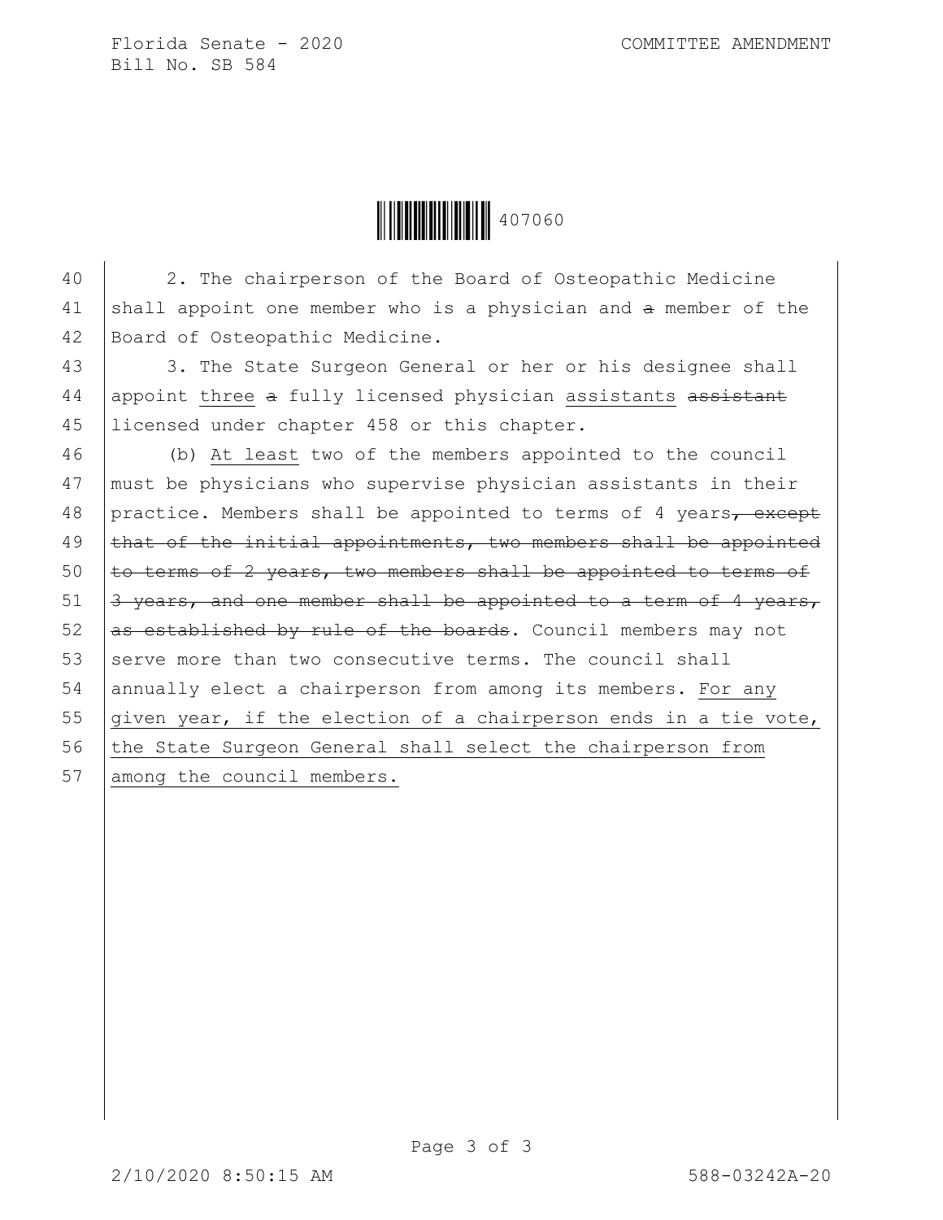2. The chairperson of the Board of Osteopathic Medicine shall appoint one member who is a physician and ~~a~~ member of the Board of Osteopathic Medicine.

3. The State Surgeon General or her or his designee shall appoint <u>three</u> ~~a~~ fully licensed physician <u>assistants</u> ~~assistant~~ licensed under chapter 458 or this chapter.

(b) <u>At least</u> two of the members appointed to the council must be physicians who supervise physician assistants in their practice. Members shall be appointed to terms of 4 years~~, except that of the initial appointments, two members shall be appointed to terms of 2 years, two members shall be appointed to terms of 3 years, and one member shall be appointed to a term of 4 years, as established by rule of the boards~~. Council members may not serve more than two consecutive terms. The council shall annually elect a chairperson from among its members. <u>For any given year, if the election of a chairperson ends in a tie vote, the State Surgeon General shall select the chairperson from among the council members.</u>